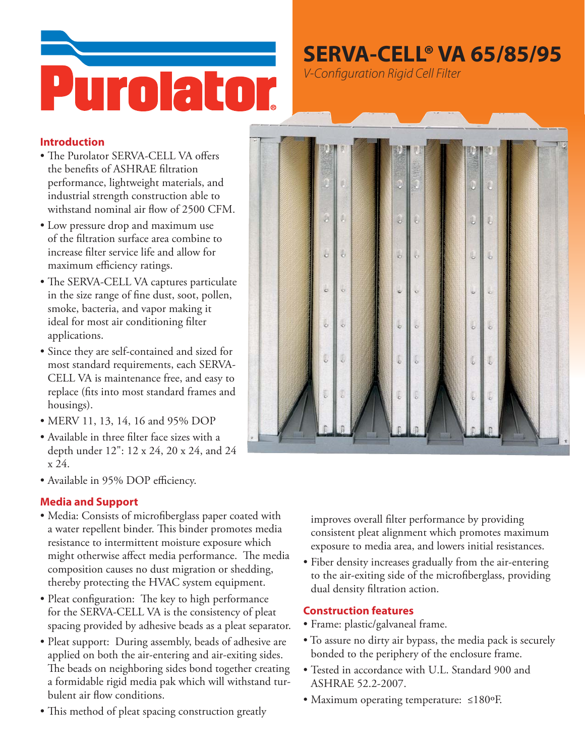Purolator®

# SERVA-CELL® VA 65/85/95

*V-Configuration Rigid Cell Filter*

## Introduction

- The Purolator SERVA-CELL VA offers the benefits of ASHRAE filtration performance, lightweight materials, and industrial strength construction able to withstand nominal air flow of 2500 CFM.
- Low pressure drop and maximum use of the filtration surface area combine to increase filter service life and allow for maximum efficiency ratings.
- The SERVA-CELL VA captures particulate in the size range of fine dust, soot, pollen, smoke, bacteria, and vapor making it ideal for most air conditioning filter applications.
- Since they are self-contained and sized for most standard requirements, each SERVA-CELL VA is maintenance free, and easy to replace (fits into most standard frames and housings).
- MERV 11, 13, 14, 16 and 95% DOP
- Available in three filter face sizes with a depth under 12": 12 x 24, 20 x 24, and 24 x 24.
- Available in 95% DOP efficiency.

## Media and Support

- Media: Consists of microfiberglass paper coated with a water repellent binder. This binder promotes media resistance to intermittent moisture exposure which might otherwise affect media performance. The media composition causes no dust migration or shedding, thereby protecting the HVAC system equipment.
- Pleat configuration: The key to high performance for the SERVA-CELL VA is the consistency of pleat spacing provided by adhesive beads as a pleat separator.
- Pleat support: During assembly, beads of adhesive are applied on both the air-entering and air-exiting sides. The beads on neighboring sides bond together creating a formidable rigid media pak which will withstand turbulent air flow conditions.
- This method of pleat spacing construction greatly improves overall filter performance by providing consistent pleat alignment which promotes maximum exposure to media area, and lowers initial resistances.
- Fiber density increases gradually from the air-entering to the air-exiting side of the microfiberglass, providing dual density filtration action.

## Construction features

- Frame: plastic/galvaneal frame.
- To assure no dirty air bypass, the media pack is securely bonded to the periphery of the enclosure frame.
- Tested in accordance with U.L. Standard 900 and ASHRAE 52.2-2007.
- Maximum operating temperature: ≤180ºF.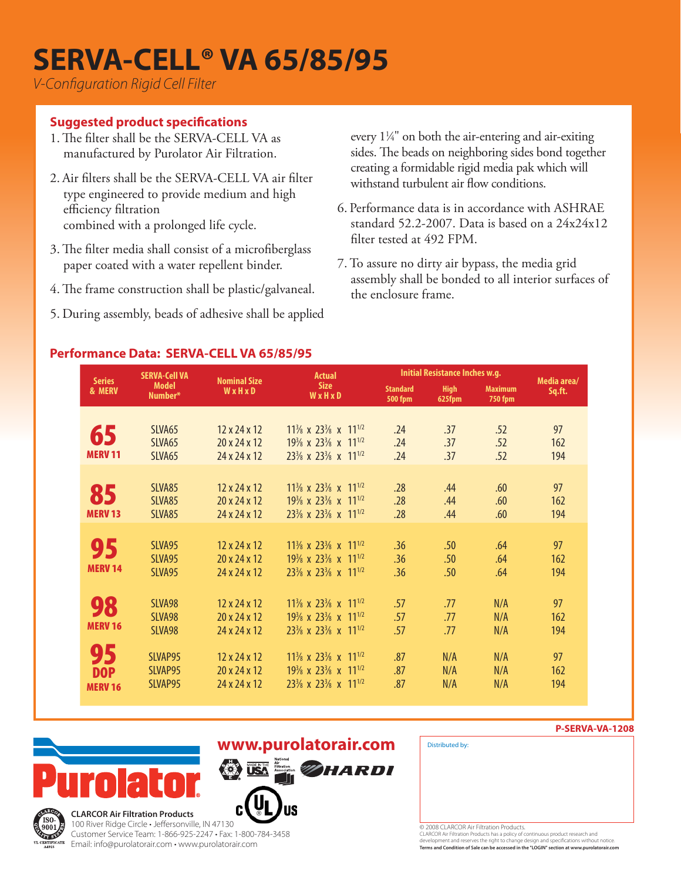# SERVA-CELL® VA 65/85/95

*V-Configuration Rigid Cell Filter*

## Suggested product specifications

1. The filter shall be the SERVA-CELL VA as manufactured by Purolator Air Filtration.
2. Air filters shall be the SERVA-CELL VA air filter type engineered to provide medium and high efficiency filtration combined with a prolonged life cycle.
3. The filter media shall consist of a microfiberglass paper coated with a water repellent binder.
4. The frame construction shall be plastic/galvaneal.
5. During assembly, beads of adhesive shall be applied every 1¼" on both the air-entering and air-exiting sides. The beads on neighboring sides bond together creating a formidable rigid media pak which will withstand turbulent air flow conditions.
6. Performance data is in accordance with ASHRAE standard 52.2-2007. Data is based on a 24x24x12 filter tested at 492 FPM.
7. To assure no dirty air bypass, the media grid assembly shall be bonded to all interior surfaces of the enclosure frame.

## Performance Data: SERVA-CELL VA 65/85/95

| Series & MERV | SERVA-Cell VA Model Number* | Nominal Size W x H x D | Actual Size W x H x D | Initial Resistance Inches w.g. Standard 500 fpm | High 625fpm | Maximum 750 fpm | Media area/ Sq.ft. |
|---|---|---|---|---|---|---|---|
| 65 MERV 11 | SLVA65 | 12 x 24 x 12 | 11⅜ x 23⅜ x 11½ | .24 | .37 | .52 | 97 |
| | SLVA65 | 20 x 24 x 12 | 19⅜ x 23⅜ x 11½ | .24 | .37 | .52 | 162 |
| | SLVA65 | 24 x 24 x 12 | 23⅜ x 23⅜ x 11½ | .24 | .37 | .52 | 194 |
| 85 MERV 13 | SLVA85 | 12 x 24 x 12 | 11⅜ x 23⅜ x 11½ | .28 | .44 | .60 | 97 |
| | SLVA85 | 20 x 24 x 12 | 19⅜ x 23⅜ x 11½ | .28 | .44 | .60 | 162 |
| | SLVA85 | 24 x 24 x 12 | 23⅜ x 23⅜ x 11½ | .28 | .44 | .60 | 194 |
| 95 MERV 14 | SLVA95 | 12 x 24 x 12 | 11⅜ x 23⅜ x 11½ | .36 | .50 | .64 | 97 |
| | SLVA95 | 20 x 24 x 12 | 19⅜ x 23⅜ x 11½ | .36 | .50 | .64 | 162 |
| | SLVA95 | 24 x 24 x 12 | 23⅜ x 23⅜ x 11½ | .36 | .50 | .64 | 194 |
| 98 MERV 16 | SLVA98 | 12 x 24 x 12 | 11⅜ x 23⅜ x 11½ | .57 | .77 | N/A | 97 |
| | SLVA98 | 20 x 24 x 12 | 19⅜ x 23⅜ x 11½ | .57 | .77 | N/A | 162 |
| | SLVA98 | 24 x 24 x 12 | 23⅜ x 23⅜ x 11½ | .57 | .77 | N/A | 194 |
| 95 DOP MERV 16 | SLVAP95 | 12 x 24 x 12 | 11⅜ x 23⅜ x 11½ | .87 | N/A | N/A | 97 |
| | SLVAP95 | 20 x 24 x 12 | 19⅜ x 23⅜ x 11½ | .87 | N/A | N/A | 162 |
| | SLVAP95 | 24 x 24 x 12 | 23⅜ x 23⅜ x 11½ | .87 | N/A | N/A | 194 |

P-SERVA-VA-1208

**www.purolatorair.com**

**CLARCOR Air Filtration Products**
100 River Ridge Circle • Jeffersonville, IN 47130
Customer Service Team: 1-866-925-2247 • Fax: 1-800-784-3458
Email: info@purolatorair.com • www.purolatorair.com

Distributed by:

© 2008 CLARCOR Air Filtration Products.
CLARCOR Air Filtration Products has a policy of continuous product research and development and reserves the right to change design and specifications without notice.
**Terms and Condition of Sale can be accessed in the "LOGIN" section at www.purolatorair.com**